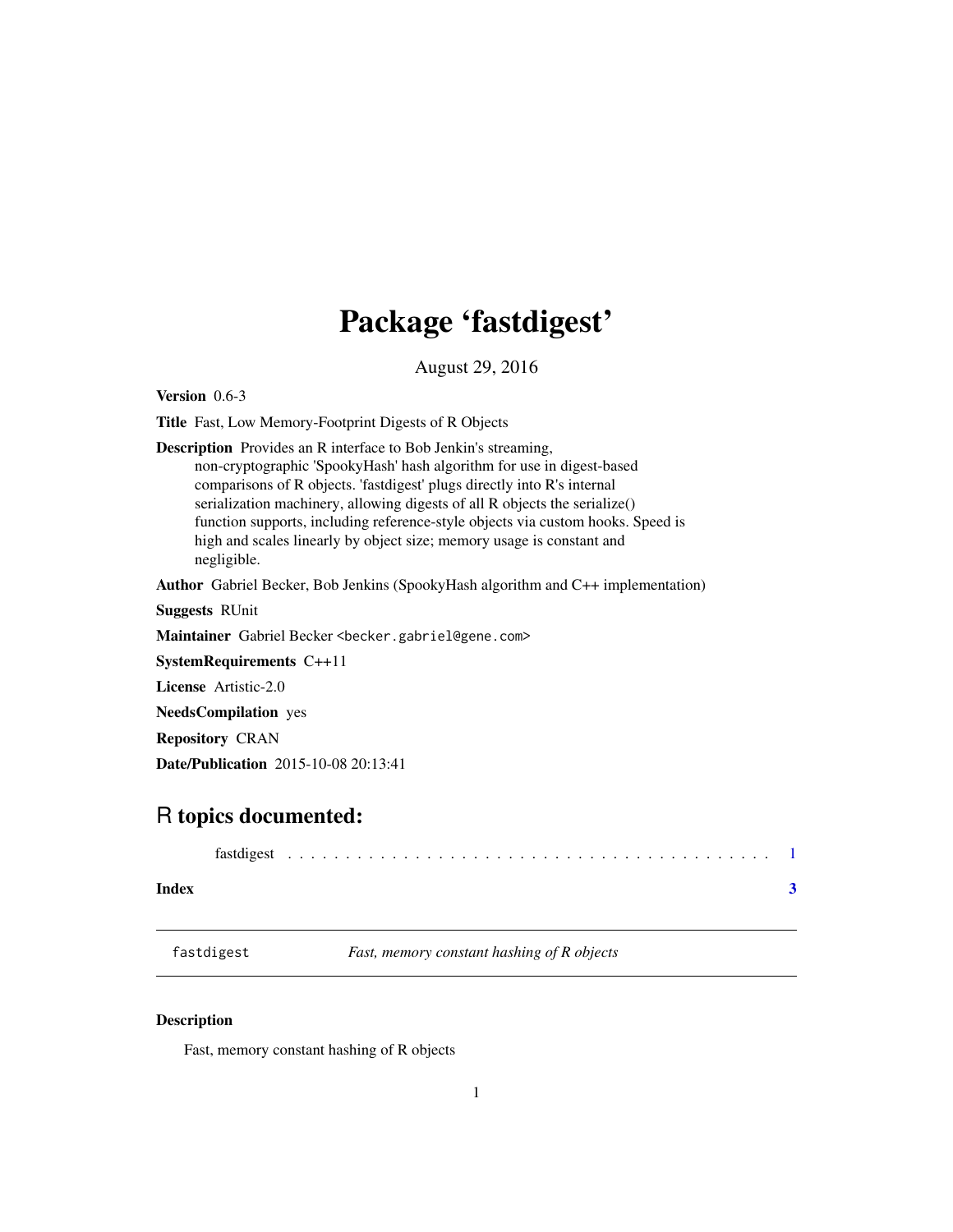# Package 'fastdigest'

August 29, 2016

**Version** 0.6-3

**Title** Fast, Low Memory-Footprint Digests of R Objects

**Description** Provides an R interface to Bob Jenkin's streaming, non-cryptographic 'SpookyHash' hash algorithm for use in digest-based comparisons of R objects. 'fastdigest' plugs directly into R's internal serialization machinery, allowing digests of all R objects the serialize() function supports, including reference-style objects via custom hooks. Speed is high and scales linearly by object size; memory usage is constant and negligible.

**Author** Gabriel Becker, Bob Jenkins (SpookyHash algorithm and C++ implementation)

**Suggests** RUnit

**Maintainer** Gabriel Becker <becker.gabriel@gene.com>

**SystemRequirements** C++11

**License** Artistic-2.0

**NeedsCompilation** yes

**Repository** CRAN

**Date/Publication** 2015-10-08 20:13:41

## R topics documented:

fastdigest . . . . . . . . . . . . . . . . . . . . . . . . . . . . . . . . . . . . . . . . . . 1

**Index** **3**

---

fastdigest *Fast, memory constant hashing of R objects*

---

### Description

Fast, memory constant hashing of R objects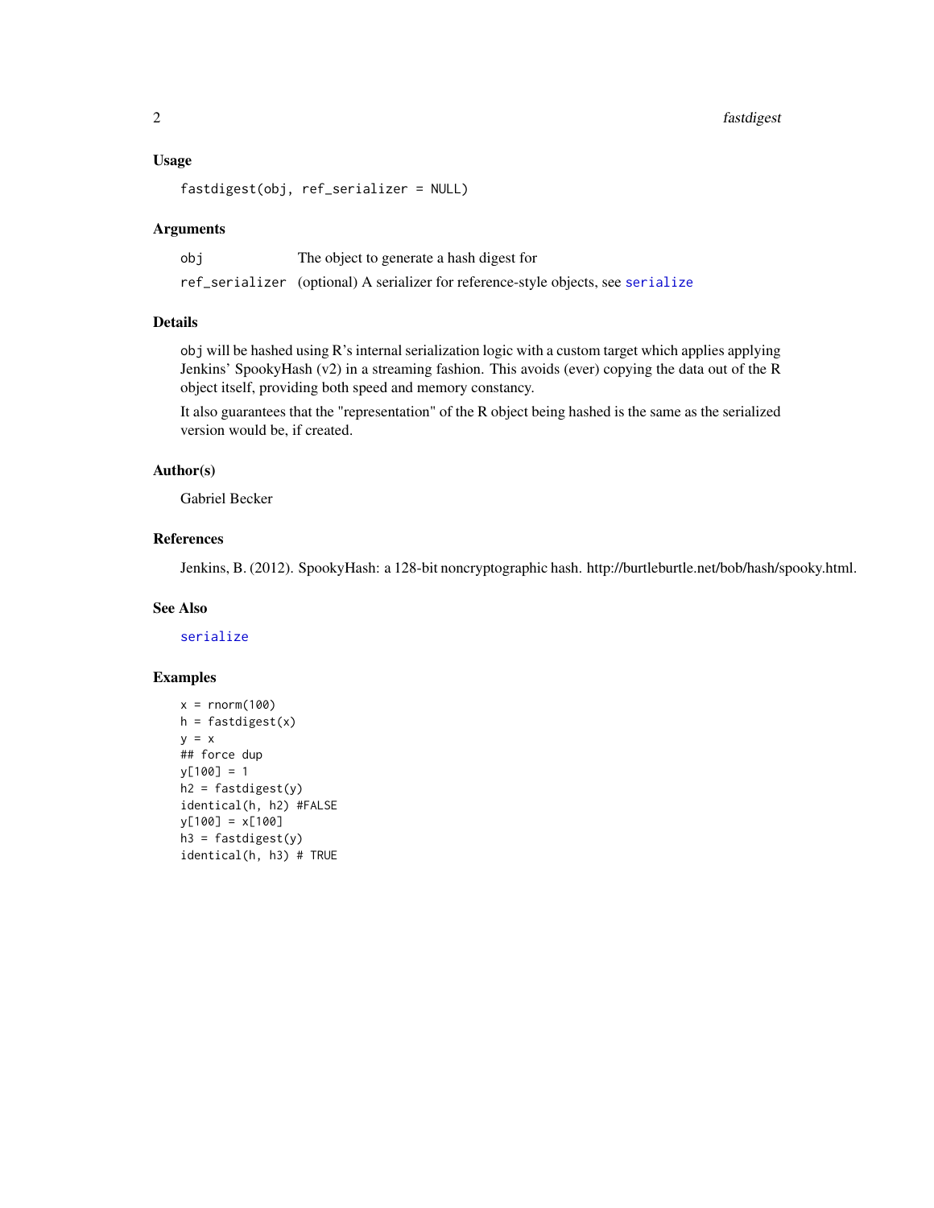### Usage

```
fastdigest(obj, ref_serializer = NULL)
```

### Arguments

| | |
|---|---|
| `obj` | The object to generate a hash digest for |
| `ref_serializer` | (optional) A serializer for reference-style objects, see `serialize` |

### Details

`obj` will be hashed using R's internal serialization logic with a custom target which applies applying Jenkins' SpookyHash (v2) in a streaming fashion. This avoids (ever) copying the data out of the R object itself, providing both speed and memory constancy.

It also guarantees that the "representation" of the R object being hashed is the same as the serialized version would be, if created.

### Author(s)

Gabriel Becker

### References

Jenkins, B. (2012). SpookyHash: a 128-bit noncryptographic hash. http://burtleburtle.net/bob/hash/spooky.html.

### See Also

`serialize`

### Examples

```
x = rnorm(100)
h = fastdigest(x)
y = x
## force dup
y[100] = 1
h2 = fastdigest(y)
identical(h, h2) #FALSE
y[100] = x[100]
h3 = fastdigest(y)
identical(h, h3) # TRUE
```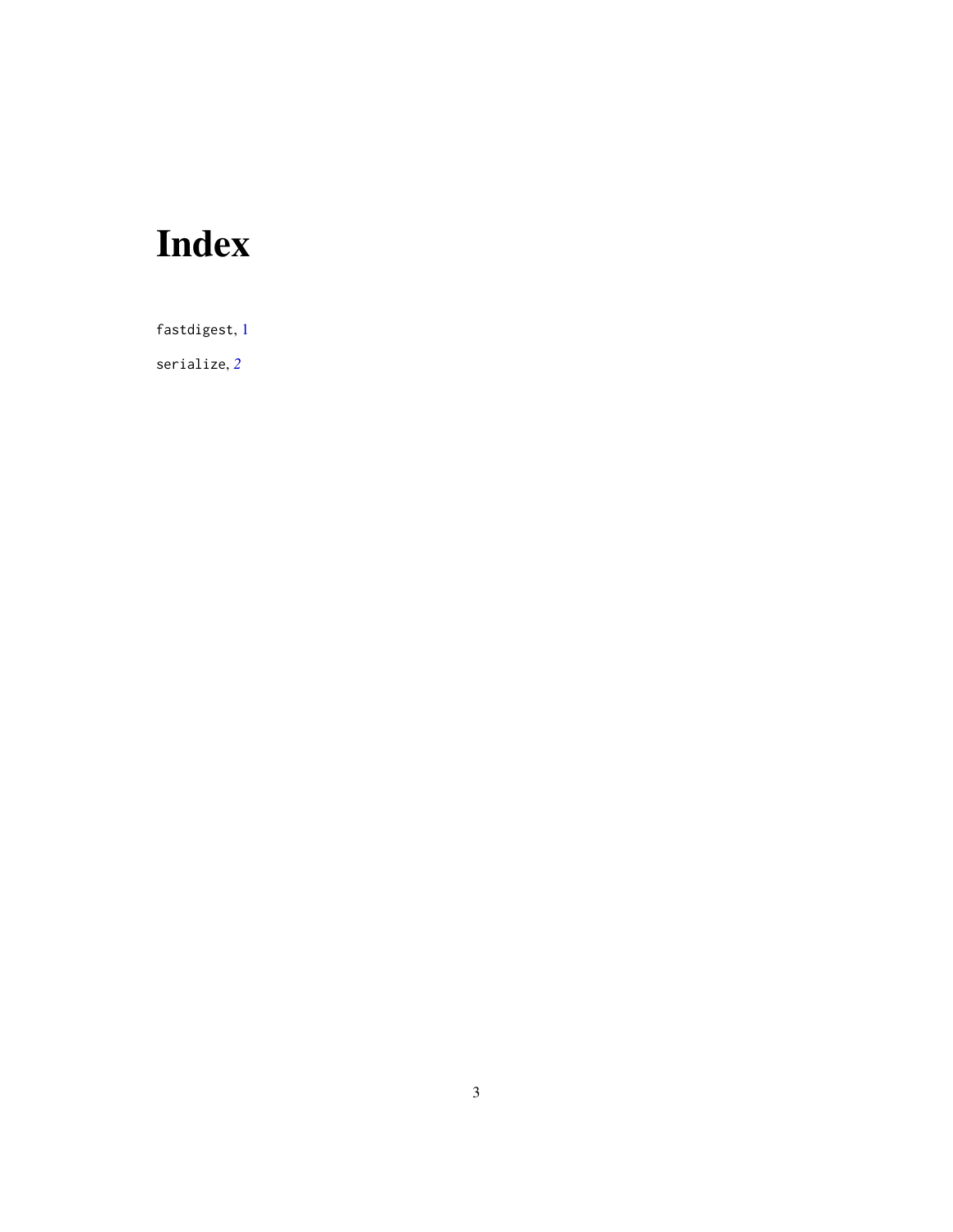# Index

fastdigest, 1

serialize, *2*